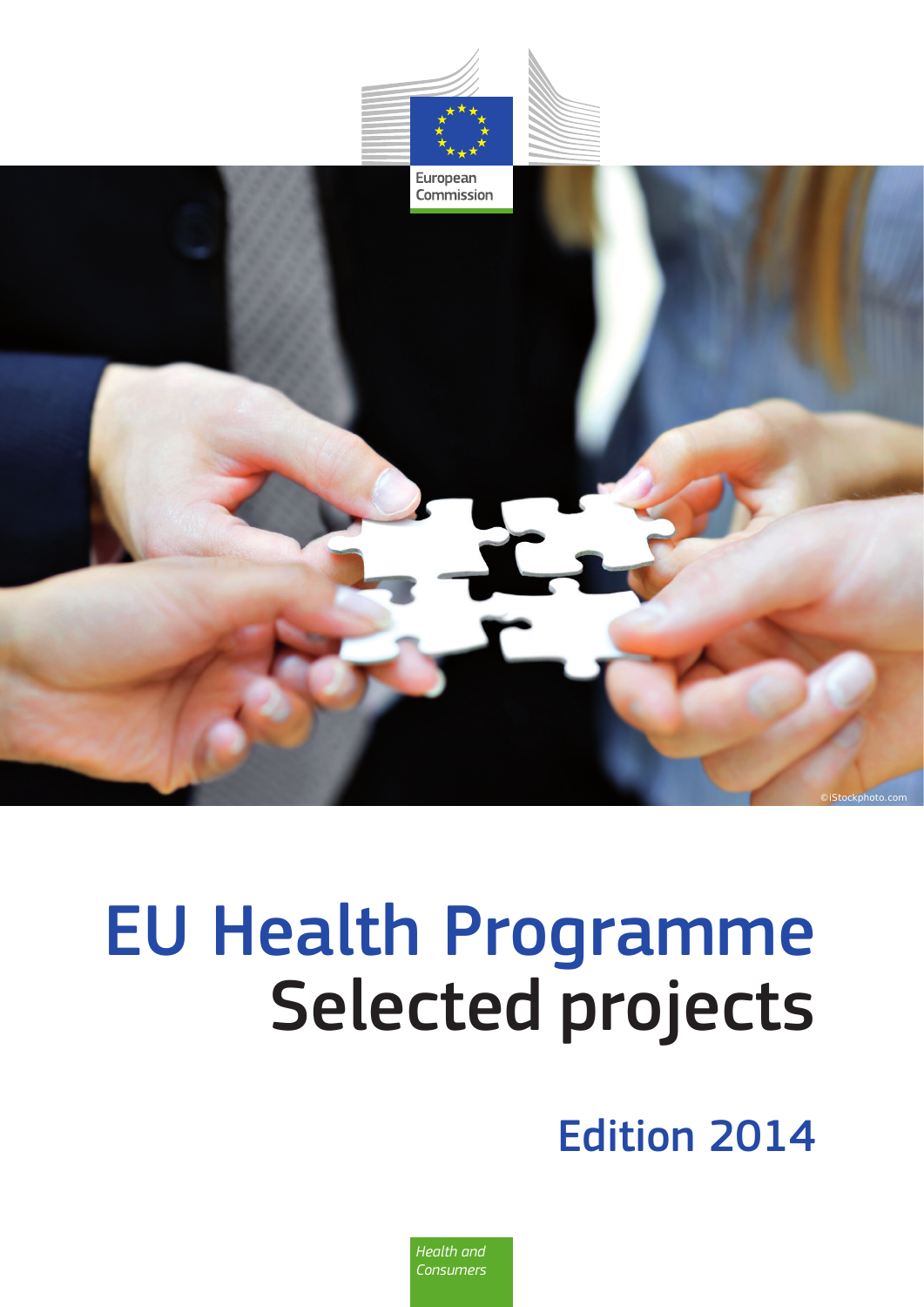European Commission

©iStockphoto.com

# EU Health Programme
# Selected projects

## Edition 2014

*Health and Consumers*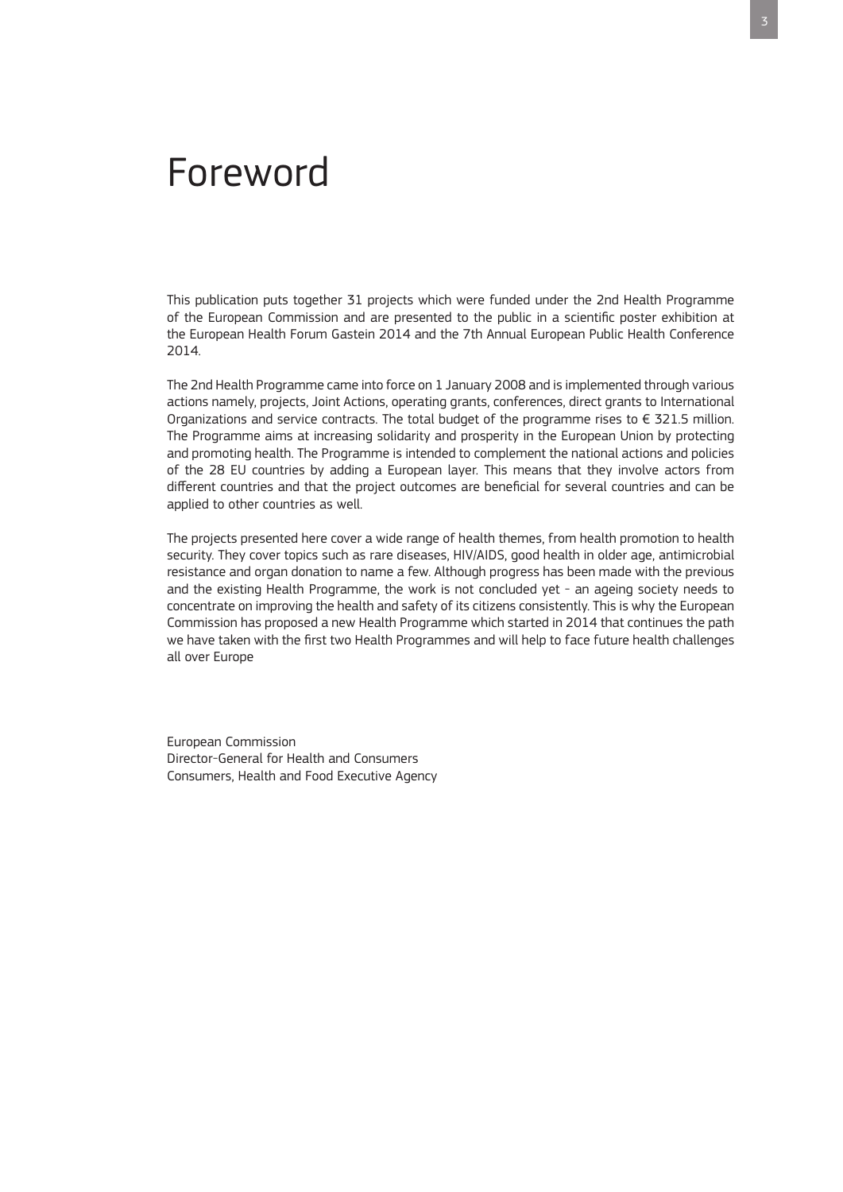# Foreword

This publication puts together 31 projects which were funded under the 2nd Health Programme of the European Commission and are presented to the public in a scientific poster exhibition at the European Health Forum Gastein 2014 and the 7th Annual European Public Health Conference 2014.

The 2nd Health Programme came into force on 1 January 2008 and is implemented through various actions namely, projects, Joint Actions, operating grants, conferences, direct grants to International Organizations and service contracts. The total budget of the programme rises to € 321.5 million. The Programme aims at increasing solidarity and prosperity in the European Union by protecting and promoting health. The Programme is intended to complement the national actions and policies of the 28 EU countries by adding a European layer. This means that they involve actors from different countries and that the project outcomes are beneficial for several countries and can be applied to other countries as well.

The projects presented here cover a wide range of health themes, from health promotion to health security. They cover topics such as rare diseases, HIV/AIDS, good health in older age, antimicrobial resistance and organ donation to name a few. Although progress has been made with the previous and the existing Health Programme, the work is not concluded yet - an ageing society needs to concentrate on improving the health and safety of its citizens consistently. This is why the European Commission has proposed a new Health Programme which started in 2014 that continues the path we have taken with the first two Health Programmes and will help to face future health challenges all over Europe

European Commission
Director-General for Health and Consumers
Consumers, Health and Food Executive Agency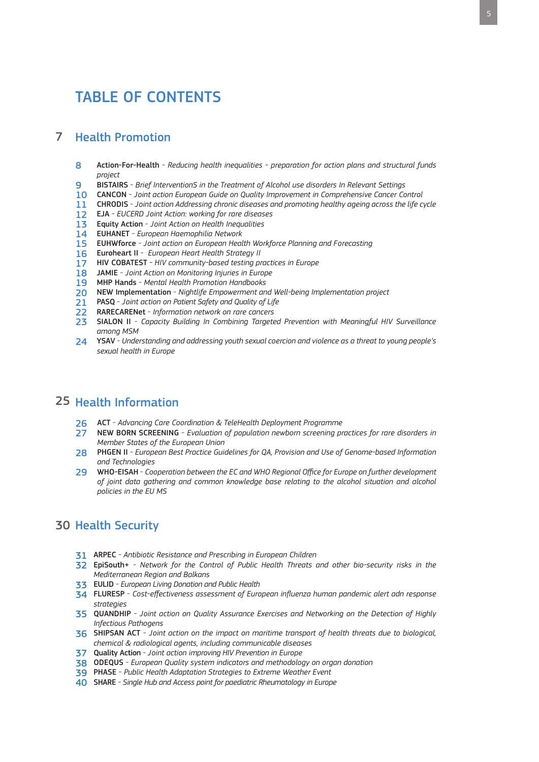# TABLE OF CONTENTS

## 7 Health Promotion

- 8 **Action-For-Health** - *Reducing health inequalities - preparation for action plans and structural funds project*
- 9 **BISTAIRS** - *Brief InterventionS in the Treatment of Alcohol use disorders In Relevant Settings*
- 10 **CANCON** - *Joint action European Guide on Quality Improvement in Comprehensive Cancer Control*
- 11 **CHRODIS** - *Joint action Addressing chronic diseases and promoting healthy ageing across the life cycle*
- 12 **EJA** - *EUCERD Joint Action: working for rare diseases*
- 13 **Equity Action** - *Joint Action on Health Inequalities*
- 14 **EUHANET** - *European Haemophilia Network*
- 15 **EUHWforce** - *Joint action on European Health Workforce Planning and Forecasting*
- 16 **Euroheart II** - *European Heart Health Strategy II*
- 17 **HIV COBATEST** - *HIV community-based testing practices in Europe*
- 18 **JAMIE** - *Joint Action on Monitoring Injuries in Europe*
- 19 **MHP Hands** - *Mental Health Promotion Handbooks*
- 20 **NEW Implementation** - *Nightlife Empowerment and Well-being Implementation project*
- 21 **PASQ** - *Joint action on Patient Safety and Quality of Life*
- 22 **RARECARENet** - *Information network on rare cancers*
- 23 **SIALON II** - *Capacity Building In Combining Targeted Prevention with Meaningful HIV Surveillance among MSM*
- 24 **YSAV** - *Understanding and addressing youth sexual coercion and violence as a threat to young people's sexual health in Europe*

## 25 Health Information

- 26 **ACT** - *Advancing Care Coordination & TeleHealth Deployment Programme*
- 27 **NEW BORN SCREENING** - *Evaluation of population newborn screening practices for rare disorders in Member States of the European Union*
- 28 **PHGEN II** - *European Best Practice Guidelines for QA, Provision and Use of Genome-based Information and Technologies*
- 29 **WHO-EISAH** - *Cooperation between the EC and WHO Regional Office for Europe on further development of joint data gathering and common knowledge base relating to the alcohol situation and alcohol policies in the EU MS*

## 30 Health Security

- 31 **ARPEC** - *Antibiotic Resistance and Prescribing in European Children*
- 32 **EpiSouth+** - *Network for the Control of Public Health Threats and other bio-security risks in the Mediterranean Region and Balkans*
- 33 **EULID** - *European Living Donation and Public Health*
- 34 **FLURESP** - *Cost-effectiveness assessment of European influenza human pandemic alert adn response strategies*
- 35 **QUANDHIP** - *Joint action on Quality Assurance Exercises and Networking on the Detection of Highly Infectious Pathogens*
- 36 **SHIPSAN ACT** - *Joint action on the impact on maritime transport of health threats due to biological, chemical & radiological agents, including communicable diseases*
- 37 **Quality Action** - *Joint action improving HIV Prevention in Europe*
- 38 **ODEQUS** - *European Quality system indicators and methodology on organ donation*
- 39 **PHASE** - *Public Health Adaptation Strategies to Extreme Weather Event*
- 40 **SHARE** - *Single Hub and Access point for paediatric Rheumatology in Europe*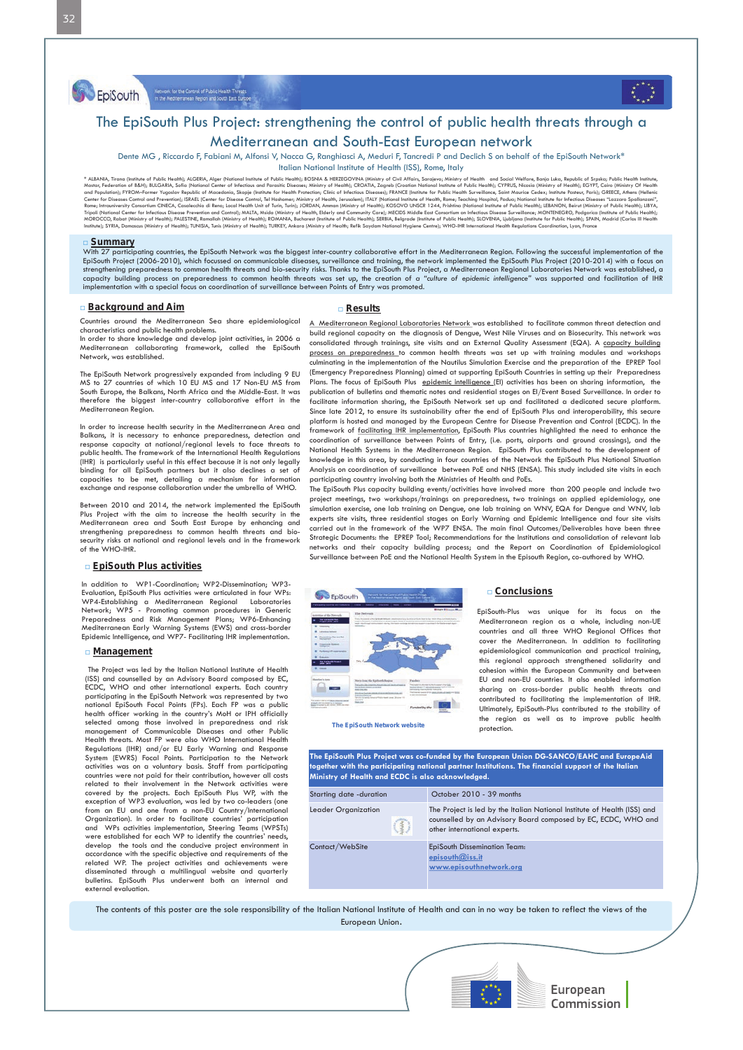# The EpiSouth Plus Project: strengthening the control of public health threats through a Mediterranean and South-East European network

Dente MG , Riccardo F, Fabiani M, Alfonsi V, Nacca G, Ranghiasci A, Meduri F, Tancredi P and Declich S on behalf of the EpiSouth Network*

Italian National Institute of Health (ISS), Rome, Italy

* ALBANIA, Tirana (Institute of Public Health); ALGERIA, Alger (National Institute of Public Health); BOSNIA & HERZEGOVINA (Ministry of Civil Affairs, Sarajevo; Ministry of Health and Social Welfare, Banja Luka, Republic of Srpska; Public Health Institute, Mostar, Federation of B&H); BULGARIA, Sofia (National Center of Infectious and Parasitic Diseases; Ministry of Health); CROATIA, Zagreb (Croatian National Institute of Public Health); CYPRUS, Nicosia (Ministry of Health); EGYPT, Cairo (Ministry Of Health and Population); FYROM–Former Yugoslav Republic of Macedonia, Skopje (Institute for Health Protection; Clinic of Infectious Diseases); FRANCE (Institute for Public Health Surveillance, Saint Maurice Cedex; Institute Pasteur, Paris); GREECE, Athens (Hellenic Center for Diseases Control and Prevention); ISRAEL (Center for Disease Control, Tel Hashomer; Ministry of Health, Jerusalem); ITALY (National Institute of Health, Rome; Teaching Hospital, Padua; National Institute for Infectious Diseases "Lazzaro Spallanzani", Rome; Intrauniversity Consortium CINECA, Casalecchio di Reno; Local Health Unit of Turin, Turin); JORDAN, Amman (Ministry of Health); KOSOVO UNSCR 1244, Prishtina (National Institute of Public Health); LEBANON, Beirut (Ministry of Public Health); LIBYA, Tripoli (National Center for Infectious Disease Prevention and Control); MALTA, Msida (Ministry of Health, Elderly and Community Care); MECIDS Middle East Consortium on Infectious Disease Surveillance; MONTENEGRO, Podgorica (Institute of Public Health); MOROCCO, Rabat (Ministry of Health); PALESTINE, Ramallah (Ministry of Health); ROMANIA, Bucharest (Institute of Public Health); SERBIA, Belgrade (Institute of Public Health); SLOVENIA, Ljubljana (Institute for Public Health); SPAIN, Madrid (Carlos III Health Institute); SYRIA, Damascus (Ministry of Health); TUNISIA, Tunis (Ministry of Health); TURKEY, Ankara (Ministry of Health; Refik Saydam National Hygiene Centre); WHO-IHR International Health Regulations Coordination, Lyon, France

## Summary

With 27 participating countries, the EpiSouth Network was the biggest inter-country collaborative effort in the Mediterranean Region. Following the successful implementation of the EpiSouth Project (2006-2010), which focussed on communicable diseases, surveillance and training, the network implemented the EpiSouth Plus Project (2010-2014) with a focus on strengthening preparedness to common health threats and bio-security risks. Thanks to the EpiSouth Plus Project, a Mediterranean Regional Laboratories Network was established, a capacity building process on preparedness to common health threats was set up, the creation of a *"culture of epidemic intelligence"* was supported and facilitation of IHR implementation with a special focus on coordination of surveillance between Points of Entry was promoted.

## Background and Aim

Countries around the Mediterranean Sea share epidemiological characteristics and public health problems.

In order to share knowledge and develop joint activities, in 2006 a Mediterranean collaborating framework, called the EpiSouth Network, was established.

The EpiSouth Network progressively expanded from including 9 EU MS to 27 countries of which 10 EU MS and 17 Non-EU MS from South Europe, the Balkans, North Africa and the Middle-East. It was therefore the biggest inter-country collaborative effort in the Mediterranean Region.

In order to increase health security in the Mediterranean Area and Balkans, it is necessary to enhance preparedness, detection and response capacity at national/regional levels to face threats to public health. The framework of the International Health Regulations (IHR) is particularly useful in this effect because it is not only legally binding for all EpiSouth partners but it also declines a set of capacities to be met, detailing a mechanism for information exchange and response collaboration under the umbrella of WHO.

Between 2010 and 2014, the network implemented the EpiSouth Plus Project with the aim to increase the health security in the Mediterranean area and South East Europe by enhancing and strengthening preparedness to common health threats and bio-security risks at national and regional levels and in the framework of the WHO-IHR.

## EpiSouth Plus activities

In addition to WP1-Coordination; WP2-Dissemination; WP3-Evaluation, EpiSouth Plus activities were articulated in four WPs: WP4-Establishing a Mediterranean Regional Laboratories Network; WP5 - Promoting common procedures in Generic Preparedness and Risk Management Plans; WP6-Enhancing Mediterranean Early Warning Systems (EWS) and cross-border Epidemic Intelligence, and WP7- Facilitating IHR implementation.

## Management

The Project was led by the Italian National Institute of Health (ISS) and counselled by an Advisory Board composed by EC, ECDC, WHO and other international experts. Each country participating in the EpiSouth Network was represented by two national EpiSouth Focal Points (FPs). Each FP was a public health officer working in the country's MoH or IPH officially selected among those involved in preparedness and risk management of Communicable Diseases and other Public Health threats. Most FP were also WHO International Health Regulations (IHR) and/or EU Early Warning and Response System (EWRS) Focal Points. Participation to the Network activities was on a voluntary basis. Staff from participating countries were not paid for their contribution, however all costs related to their involvement in the Network activities were covered by the projects. Each EpiSouth Plus WP, with the exception of WP3 evaluation, was led by two co-leaders (one from an EU and one from a non-EU Country/International Organization). In order to facilitate countries' participation and WPs activities implementation, Steering Teams (WPSTs) were established for each WP to identify the countries' needs, develop the tools and the conducive project environment in accordance with the specific objective and requirements of the related WP. The project activities and achievements were disseminated through a multilingual website and quarterly bulletins. EpiSouth Plus underwent both an internal and external evaluation.

## Results

A Mediterranean Regional Laboratories Network was established to facilitate common threat detection and build regional capacity on the diagnosis of Dengue, West Nile Viruses and on Biosecurity. This network was consolidated through trainings, site visits and an External Quality Assessment (EQA). A capacity building process on preparedness to common health threats was set up with training modules and workshops culminating in the implementation of the Nautilus Simulation Exercise and the preparation of the EPREP Tool (Emergency Preparedness Planning) aimed at supporting EpiSouth Countries in setting up their Preparedness Plans. The focus of EpiSouth Plus epidemic intelligence (EI) activities has been on sharing information, the publication of bulletins and thematic notes and residential stages on EI/Event Based Surveillance. In order to facilitate information sharing, the EpiSouth Network set up and facilitated a dedicated secure platform. Since late 2012, to ensure its sustainability after the end of EpiSouth Plus and interoperability, this secure platform is hosted and managed by the European Centre for Disease Prevention and Control (ECDC). In the framework of facilitating IHR implementation, EpiSouth Plus countries highlighted the need to enhance the coordination of surveillance between Points of Entry, (i.e. ports, airports and ground crossings), and the National Health Systems in the Mediterranean Region. EpiSouth Plus contributed to the development of knowledge in this area, by conducting in four countries of the Network the EpiSouth Plus National Situation Analysis on coordination of surveillance between PoE and NHS (ENSA). This study included site visits in each participating country involving both the Ministries of Health and PoEs.

The EpiSouth Plus capacity building events/activities have involved more than 200 people and include two project meetings, two workshops/trainings on preparedness, two trainings on applied epidemiology, one simulation exercise, one lab training on Dengue, one lab training on WNV, EQA for Dengue and WNV, lab experts site visits, three residential stages on Early Warning and Epidemic Intelligence and four site visits carried out in the framework of the WP7 ENSA. The main final Outcomes/Deliverables have been three Strategic Documents: the EPREP Tool; Recommendations for the Institutions and consolidation of relevant lab networks and their capacity building process; and the Report on Coordination of Epidemiological Surveillance between PoE and the National Health System in the Episouth Region, co-authored by WHO.

The EpiSouth Network website

## Conclusions

EpiSouth-Plus was unique for its focus on the Mediterranean region as a whole, including non-UE countries and all three WHO Regional Offices that cover the Mediterranean. In addition to facilitating epidemiological communication and practical training, this regional approach strengthened solidarity and cohesion within the European Community and between EU and non-EU countries. It also enabled information sharing on cross-border public health threats and contributed to facilitating the implementation of IHR. Ultimately, EpiSouth-Plus contributed to the stability of the region as well as to improve public health protection.

**The EpiSouth Plus Project was co-funded by the European Union DG-SANCO/EAHC and EuropeAid together with the participating national partner Institutions. The financial support of the Italian Ministry of Health and ECDC is also acknowledged.**

| | |
|---|---|
| Starting date -duration | October 2010 - 39 months |
| Leader Organization | The Project is led by the Italian National Institute of Health (ISS) and counselled by an Advisory Board composed by EC, ECDC, WHO and other international experts. |
| Contact/WebSite | EpiSouth Dissemination Team: episouth@iss.it www.episouthnetwork.org |

The contents of this poster are the sole responsibility of the Italian National Institute of Health and can in no way be taken to reflect the views of the European Union.

European Commission